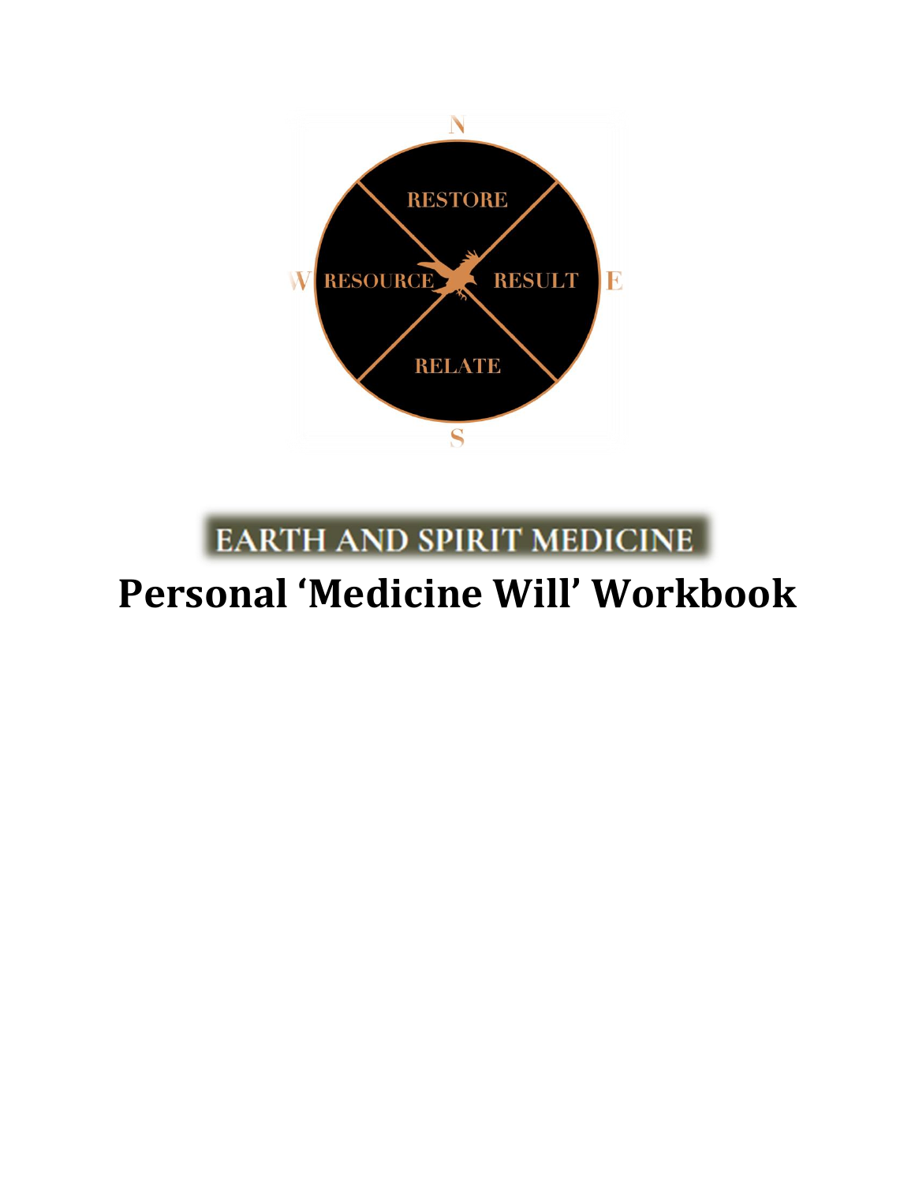N

RESTORE

W RESOURCE RESULT E

RELATE

S

EARTH AND SPIRIT MEDICINE

# Personal 'Medicine Will' Workbook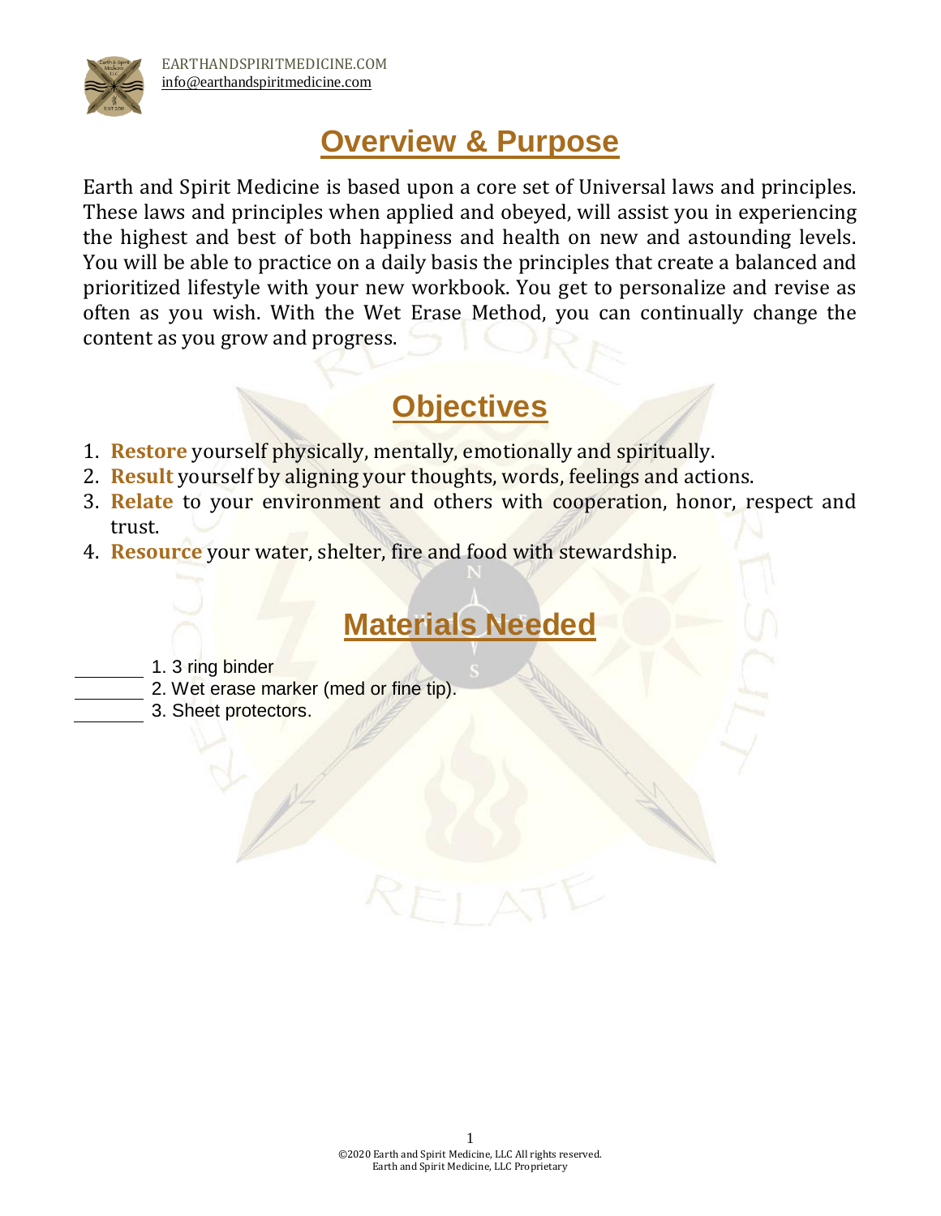## Overview & Purpose

Earth and Spirit Medicine is based upon a core set of Universal laws and principles. These laws and principles when applied and obeyed, will assist you in experiencing the highest and best of both happiness and health on new and astounding levels. You will be able to practice on a daily basis the principles that create a balanced and prioritized lifestyle with your new workbook. You get to personalize and revise as often as you wish. With the Wet Erase Method, you can continually change the content as you grow and progress.

## Objectives

1. **Restore** yourself physically, mentally, emotionally and spiritually.
2. **Result** yourself by aligning your thoughts, words, feelings and actions.
3. **Relate** to your environment and others with cooperation, honor, respect and trust.
4. **Resource** your water, shelter, fire and food with stewardship.

## Materials Needed

_______ 1. 3 ring binder
_______ 2. Wet erase marker (med or fine tip).
_______ 3. Sheet protectors.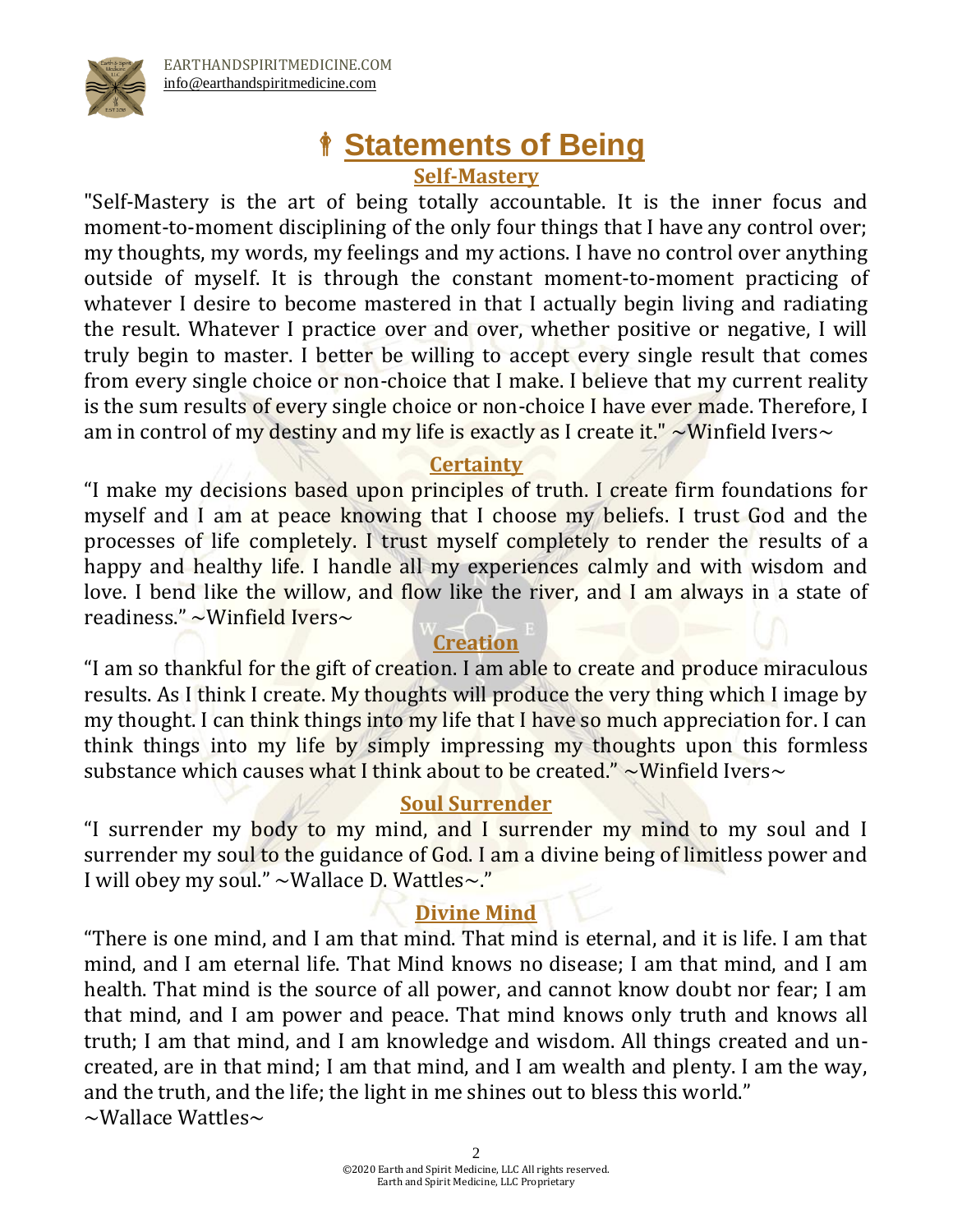# ☨ Statements of Being

## Self-Mastery

"Self-Mastery is the art of being totally accountable. It is the inner focus and moment-to-moment disciplining of the only four things that I have any control over; my thoughts, my words, my feelings and my actions. I have no control over anything outside of myself. It is through the constant moment-to-moment practicing of whatever I desire to become mastered in that I actually begin living and radiating the result. Whatever I practice over and over, whether positive or negative, I will truly begin to master. I better be willing to accept every single result that comes from every single choice or non-choice that I make. I believe that my current reality is the sum results of every single choice or non-choice I have ever made. Therefore, I am in control of my destiny and my life is exactly as I create it." ~Winfield Ivers~

## Certainty

"I make my decisions based upon principles of truth. I create firm foundations for myself and I am at peace knowing that I choose my beliefs. I trust God and the processes of life completely. I trust myself completely to render the results of a happy and healthy life. I handle all my experiences calmly and with wisdom and love. I bend like the willow, and flow like the river, and I am always in a state of readiness." ~Winfield Ivers~

## Creation

"I am so thankful for the gift of creation. I am able to create and produce miraculous results. As I think I create. My thoughts will produce the very thing which I image by my thought. I can think things into my life that I have so much appreciation for. I can think things into my life by simply impressing my thoughts upon this formless substance which causes what I think about to be created." ~Winfield Ivers~

## Soul Surrender

"I surrender my body to my mind, and I surrender my mind to my soul and I surrender my soul to the guidance of God. I am a divine being of limitless power and I will obey my soul." ~Wallace D. Wattles~."

## Divine Mind

"There is one mind, and I am that mind. That mind is eternal, and it is life. I am that mind, and I am eternal life. That Mind knows no disease; I am that mind, and I am health. That mind is the source of all power, and cannot know doubt nor fear; I am that mind, and I am power and peace. That mind knows only truth and knows all truth; I am that mind, and I am knowledge and wisdom. All things created and un-created, are in that mind; I am that mind, and I am wealth and plenty. I am the way, and the truth, and the life; the light in me shines out to bless this world."
~Wallace Wattles~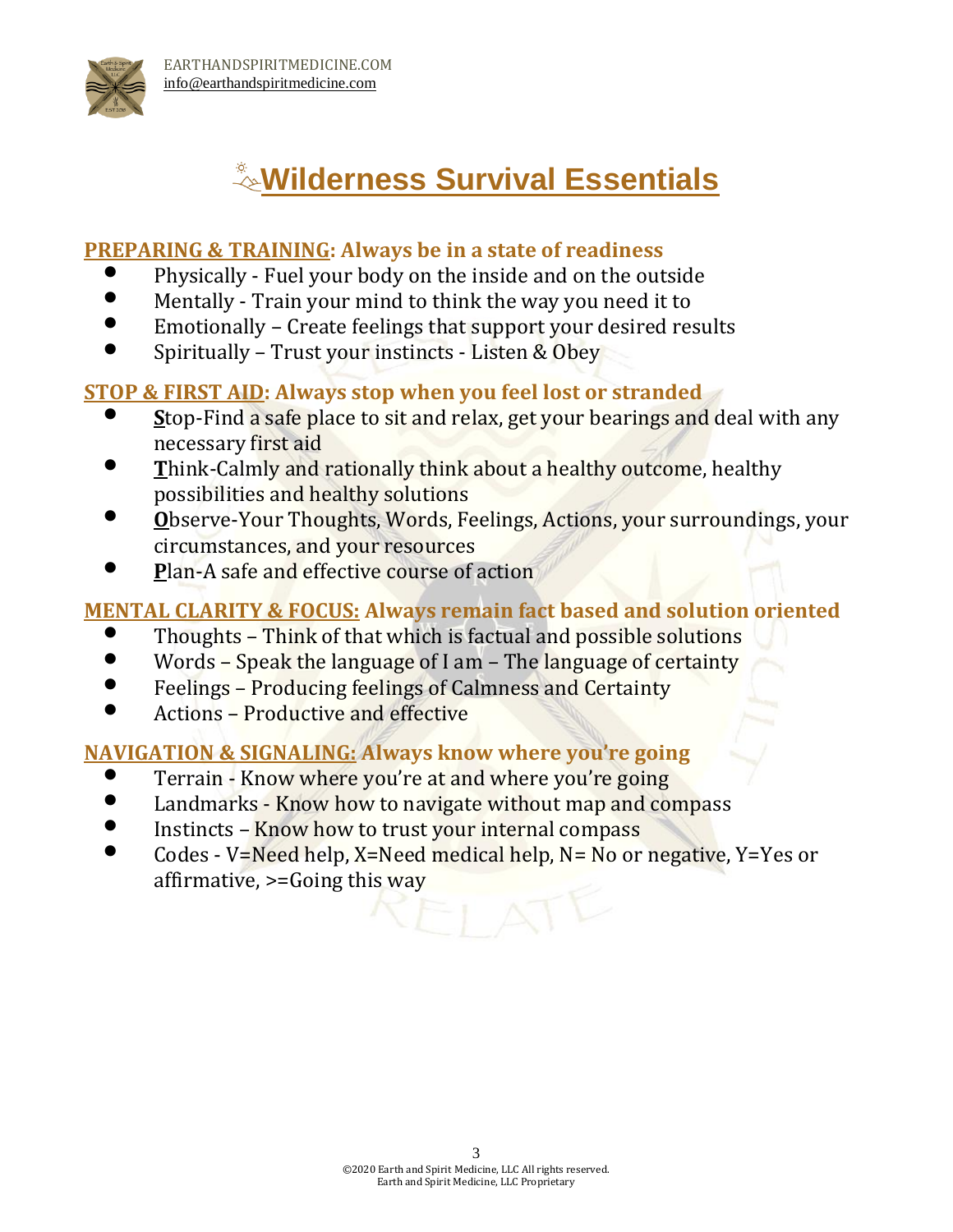# Wilderness Survival Essentials

## PREPARING & TRAINING: Always be in a state of readiness

- Physically - Fuel your body on the inside and on the outside
- Mentally - Train your mind to think the way you need it to
- Emotionally – Create feelings that support your desired results
- Spiritually – Trust your instincts - Listen & Obey

## STOP & FIRST AID: Always stop when you feel lost or stranded

- **S**top-Find a safe place to sit and relax, get your bearings and deal with any necessary first aid
- **T**hink-Calmly and rationally think about a healthy outcome, healthy possibilities and healthy solutions
- **O**bserve-Your Thoughts, Words, Feelings, Actions, your surroundings, your circumstances, and your resources
- **P**lan-A safe and effective course of action

## MENTAL CLARITY & FOCUS: Always remain fact based and solution oriented

- Thoughts – Think of that which is factual and possible solutions
- Words – Speak the language of I am – The language of certainty
- Feelings – Producing feelings of Calmness and Certainty
- Actions – Productive and effective

## NAVIGATION & SIGNALING: Always know where you're going

- Terrain - Know where you're at and where you're going
- Landmarks - Know how to navigate without map and compass
- Instincts – Know how to trust your internal compass
- Codes - V=Need help, X=Need medical help, N= No or negative, Y=Yes or affirmative, >=Going this way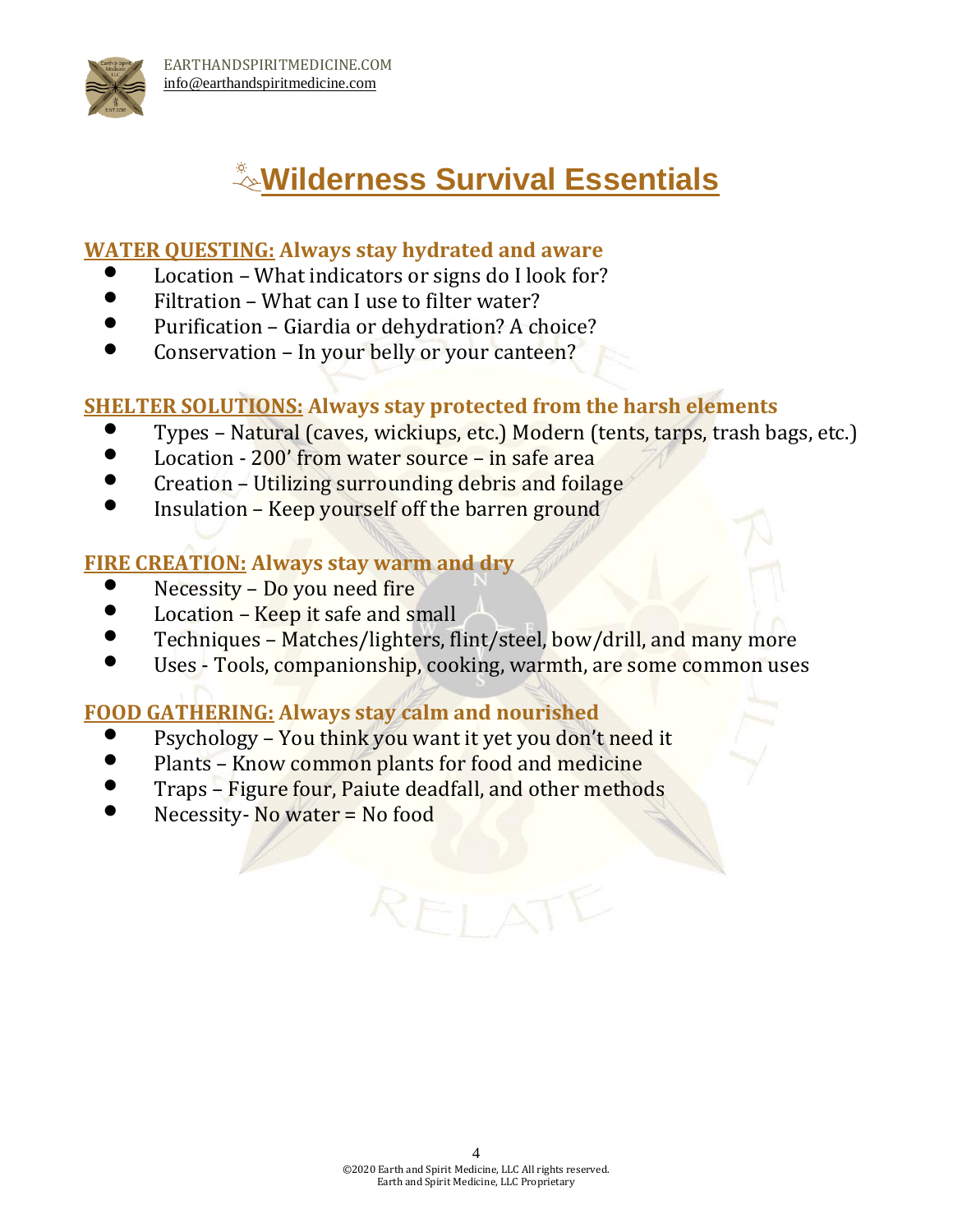# Wilderness Survival Essentials

**WATER QUESTING: Always stay hydrated and aware**

- Location – What indicators or signs do I look for?
- Filtration – What can I use to filter water?
- Purification – Giardia or dehydration? A choice?
- Conservation – In your belly or your canteen?

**SHELTER SOLUTIONS: Always stay protected from the harsh elements**

- Types – Natural (caves, wickiups, etc.) Modern (tents, tarps, trash bags, etc.)
- Location - 200' from water source – in safe area
- Creation – Utilizing surrounding debris and foilage
- Insulation – Keep yourself off the barren ground

**FIRE CREATION: Always stay warm and dry**

- Necessity – Do you need fire
- Location – Keep it safe and small
- Techniques – Matches/lighters, flint/steel, bow/drill, and many more
- Uses - Tools, companionship, cooking, warmth, are some common uses

**FOOD GATHERING: Always stay calm and nourished**

- Psychology – You think you want it yet you don't need it
- Plants – Know common plants for food and medicine
- Traps – Figure four, Paiute deadfall, and other methods
- Necessity- No water = No food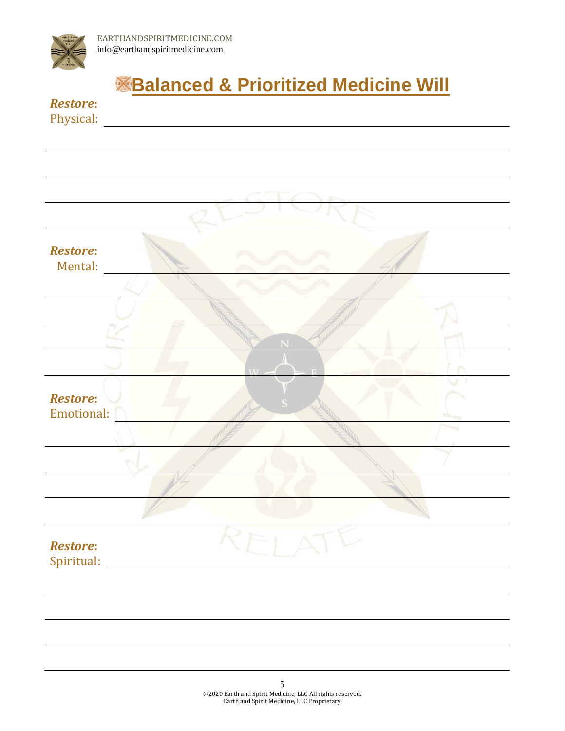# Balanced & Prioritized Medicine Will

***Restore*:**
Physical: ______________________________

______________________________

______________________________

______________________________

______________________________

***Restore*:**
Mental: ______________________________

______________________________

______________________________

______________________________

______________________________

***Restore*:**
Emotional: ______________________________

______________________________

______________________________

______________________________

______________________________

***Restore*:**
Spiritual: ______________________________

______________________________

______________________________

______________________________

______________________________

©2020 Earth and Spirit Medicine, LLC All rights reserved.
Earth and Spirit Medicine, LLC Proprietary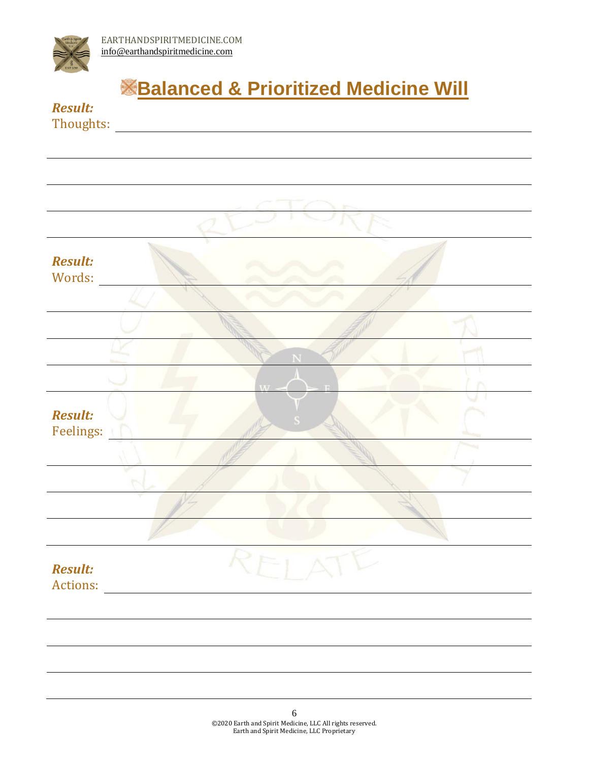# Balanced & Prioritized Medicine Will

***Result:***
Thoughts: ______________________________________________

______________________________________________

______________________________________________

______________________________________________

______________________________________________

***Result:***
Words: ______________________________________________

______________________________________________

______________________________________________

______________________________________________

______________________________________________

***Result:***
Feelings: ______________________________________________

______________________________________________

______________________________________________

______________________________________________

______________________________________________

***Result:***
Actions: ______________________________________________

______________________________________________

______________________________________________

______________________________________________

______________________________________________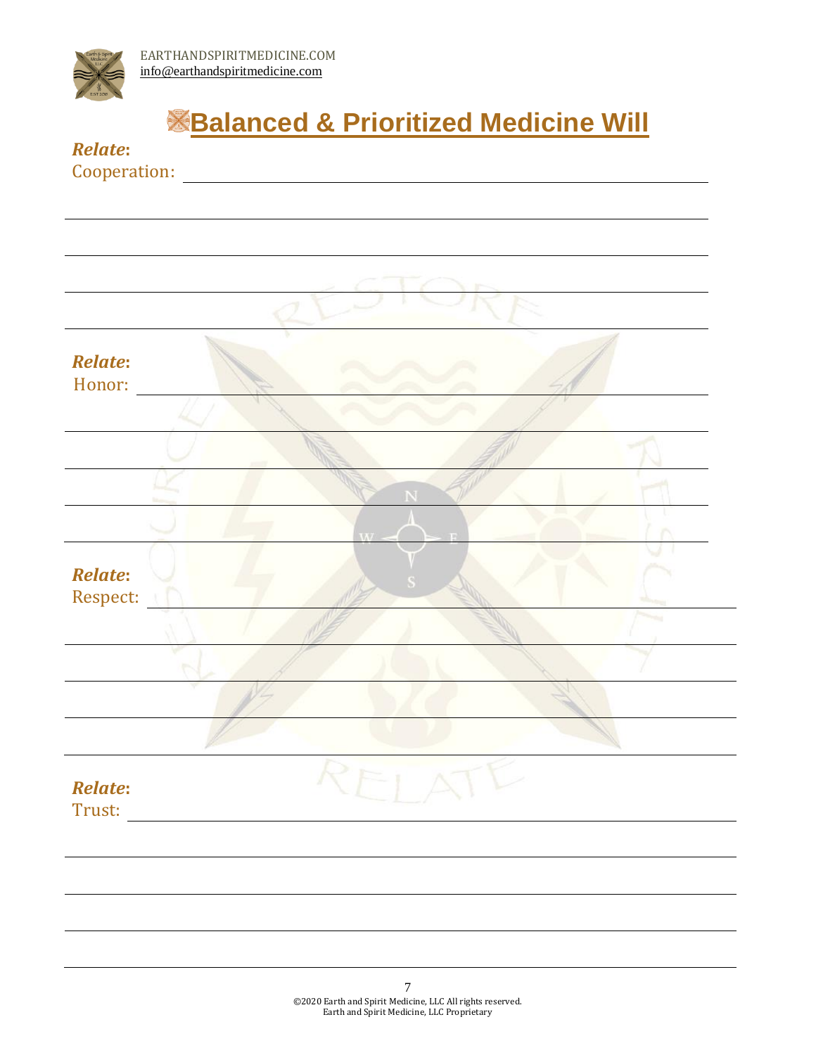# Balanced & Prioritized Medicine Will

***Relate*:**
Cooperation: ______________________________

______________________________

______________________________

______________________________

______________________________

***Relate*:**
Honor: ______________________________

______________________________

______________________________

______________________________

______________________________

***Relate*:**
Respect: ______________________________

______________________________

______________________________

______________________________

______________________________

***Relate*:**
Trust: ______________________________

______________________________

______________________________

______________________________

______________________________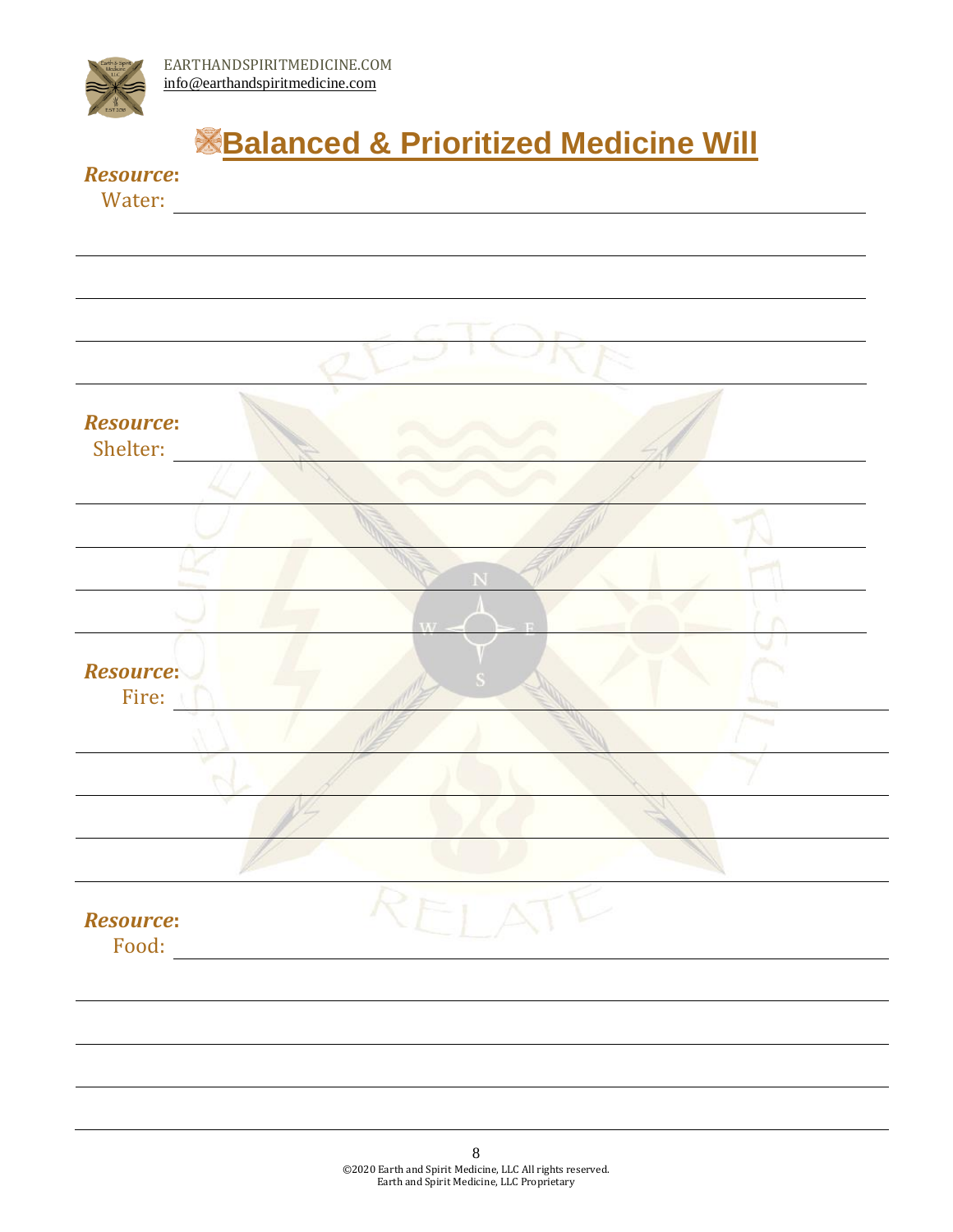# Balanced & Prioritized Medicine Will

***Resource*:**
Water: \_\_\_\_\_\_\_\_\_\_\_\_\_\_\_\_\_\_\_\_\_\_\_\_\_\_\_\_\_\_\_\_\_\_\_\_\_\_\_\_\_\_\_\_

***Resource*:**
Shelter: \_\_\_\_\_\_\_\_\_\_\_\_\_\_\_\_\_\_\_\_\_\_\_\_\_\_\_\_\_\_\_\_\_\_\_\_\_\_\_\_\_\_\_\_

***Resource*:**
Fire: \_\_\_\_\_\_\_\_\_\_\_\_\_\_\_\_\_\_\_\_\_\_\_\_\_\_\_\_\_\_\_\_\_\_\_\_\_\_\_\_\_\_\_\_

***Resource*:**
Food: \_\_\_\_\_\_\_\_\_\_\_\_\_\_\_\_\_\_\_\_\_\_\_\_\_\_\_\_\_\_\_\_\_\_\_\_\_\_\_\_\_\_\_\_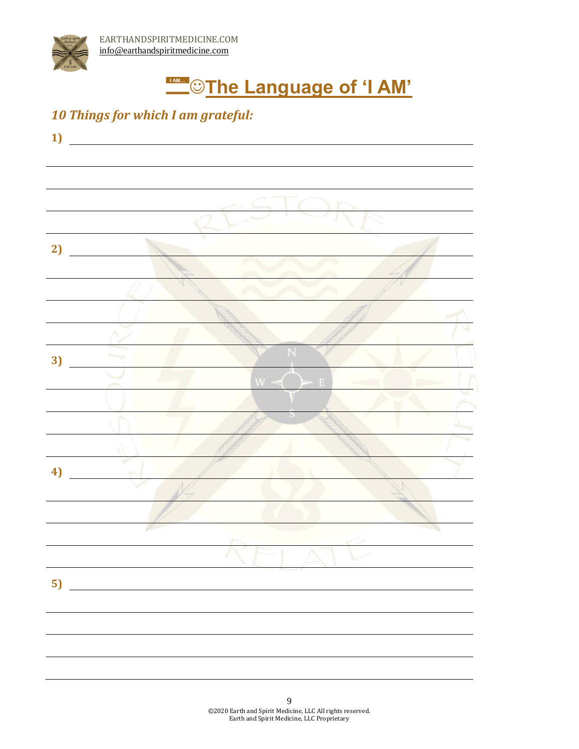# ☺The Language of 'I AM'

***10 Things for which I am grateful:***

**1)**

**2)**

**3)**

**4)**

**5)**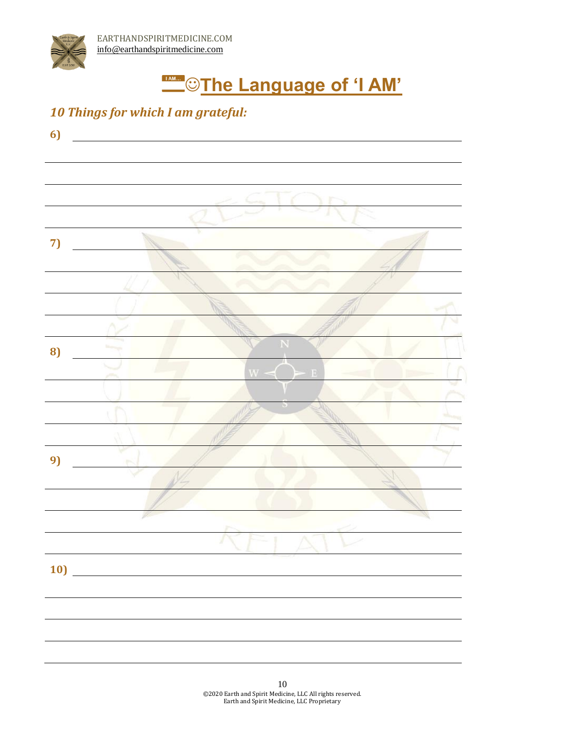# ☺The Language of 'I AM'

***10 Things for which I am grateful:***

**6)** \_\_\_\_\_\_\_\_\_\_\_\_\_\_\_\_\_\_\_\_\_\_\_\_\_\_\_\_\_\_\_\_\_\_\_\_\_\_\_\_

**7)** \_\_\_\_\_\_\_\_\_\_\_\_\_\_\_\_\_\_\_\_\_\_\_\_\_\_\_\_\_\_\_\_\_\_\_\_\_\_\_\_

**8)** \_\_\_\_\_\_\_\_\_\_\_\_\_\_\_\_\_\_\_\_\_\_\_\_\_\_\_\_\_\_\_\_\_\_\_\_\_\_\_\_

**9)** \_\_\_\_\_\_\_\_\_\_\_\_\_\_\_\_\_\_\_\_\_\_\_\_\_\_\_\_\_\_\_\_\_\_\_\_\_\_\_\_

**10)** \_\_\_\_\_\_\_\_\_\_\_\_\_\_\_\_\_\_\_\_\_\_\_\_\_\_\_\_\_\_\_\_\_\_\_\_\_\_\_\_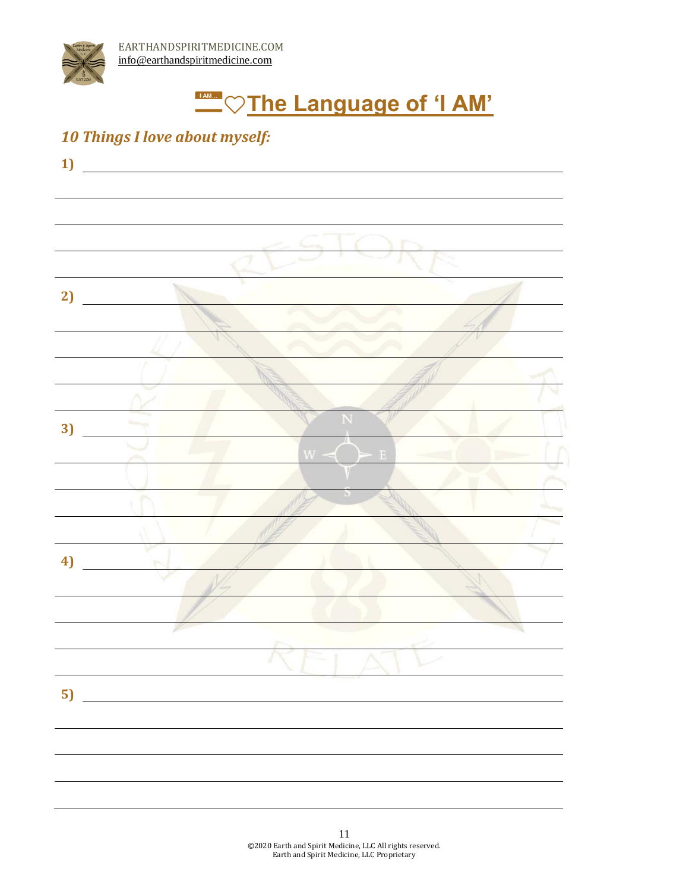# The Language of 'I AM'

***10 Things I love about myself:***

**1)** \_\_\_\_\_\_\_\_\_\_\_\_\_\_\_\_\_\_\_\_\_\_\_\_\_\_\_\_\_\_\_\_\_\_\_\_\_\_\_\_

**2)** \_\_\_\_\_\_\_\_\_\_\_\_\_\_\_\_\_\_\_\_\_\_\_\_\_\_\_\_\_\_\_\_\_\_\_\_\_\_\_\_

**3)** \_\_\_\_\_\_\_\_\_\_\_\_\_\_\_\_\_\_\_\_\_\_\_\_\_\_\_\_\_\_\_\_\_\_\_\_\_\_\_\_

**4)** \_\_\_\_\_\_\_\_\_\_\_\_\_\_\_\_\_\_\_\_\_\_\_\_\_\_\_\_\_\_\_\_\_\_\_\_\_\_\_\_

**5)** \_\_\_\_\_\_\_\_\_\_\_\_\_\_\_\_\_\_\_\_\_\_\_\_\_\_\_\_\_\_\_\_\_\_\_\_\_\_\_\_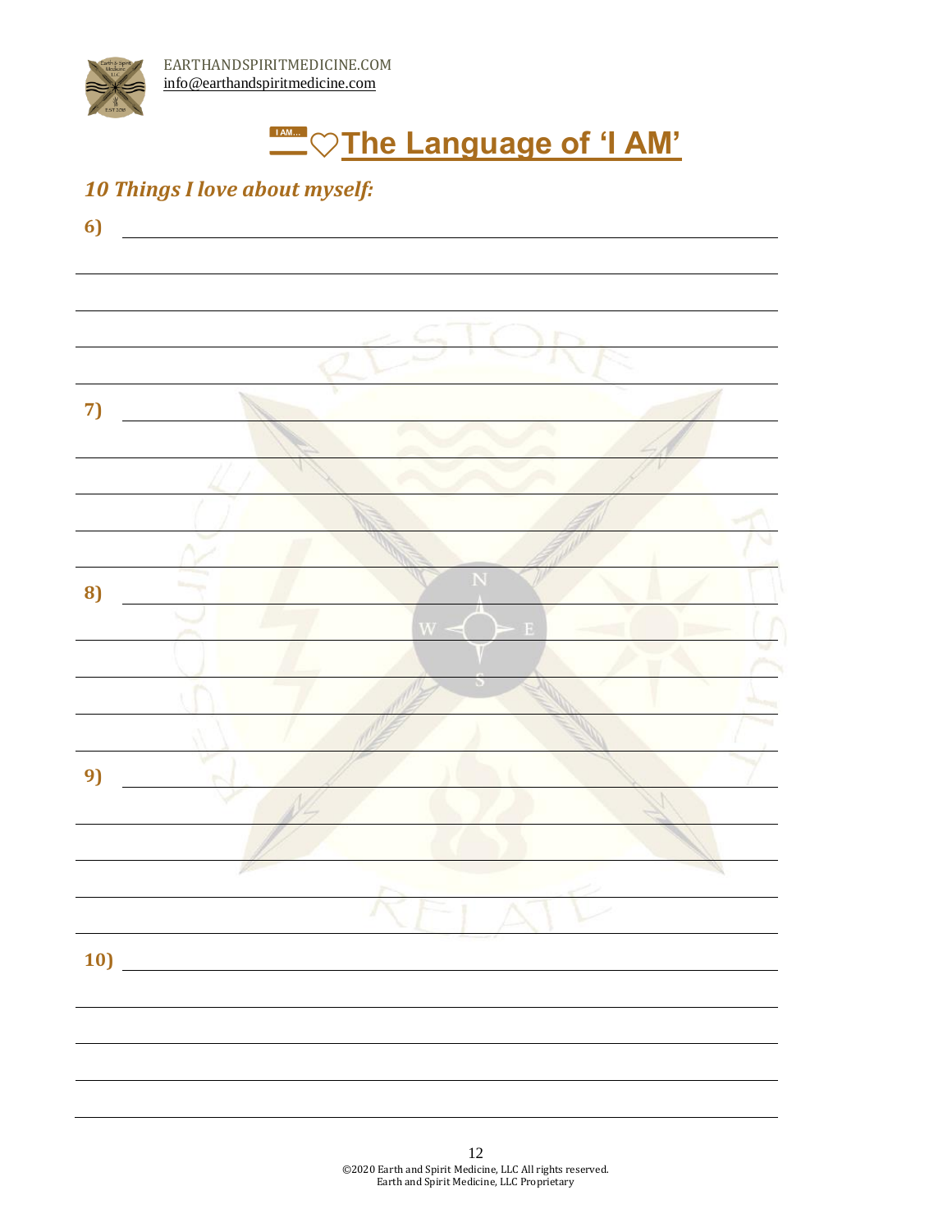# The Language of 'I AM'

## *10 Things I love about myself:*

**6)**

**7)**

**8)**

**9)**

**10)**